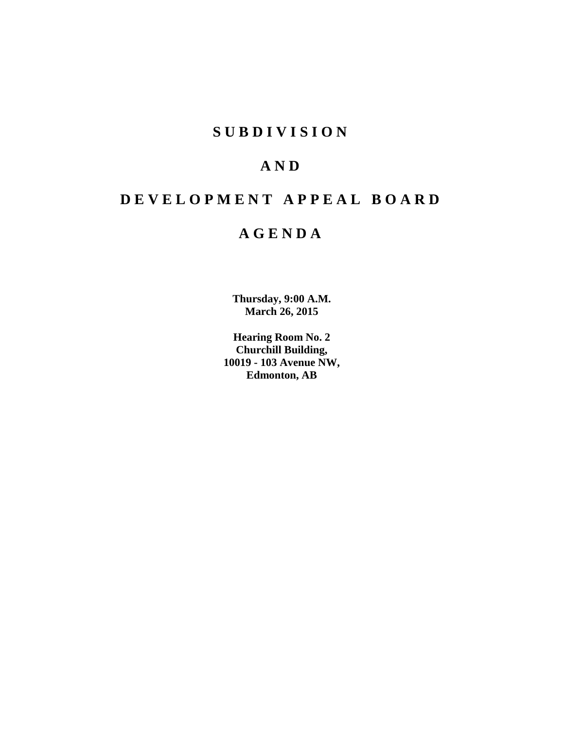# SUBDIVISION

# AND

# DEVELOPMENT APPEAL BOARD

# AGENDA

**Thursday, 9:00 A.M.**
**March 26, 2015**

**Hearing Room No. 2**
**Churchill Building,**
**10019 - 103 Avenue NW,**
**Edmonton, AB**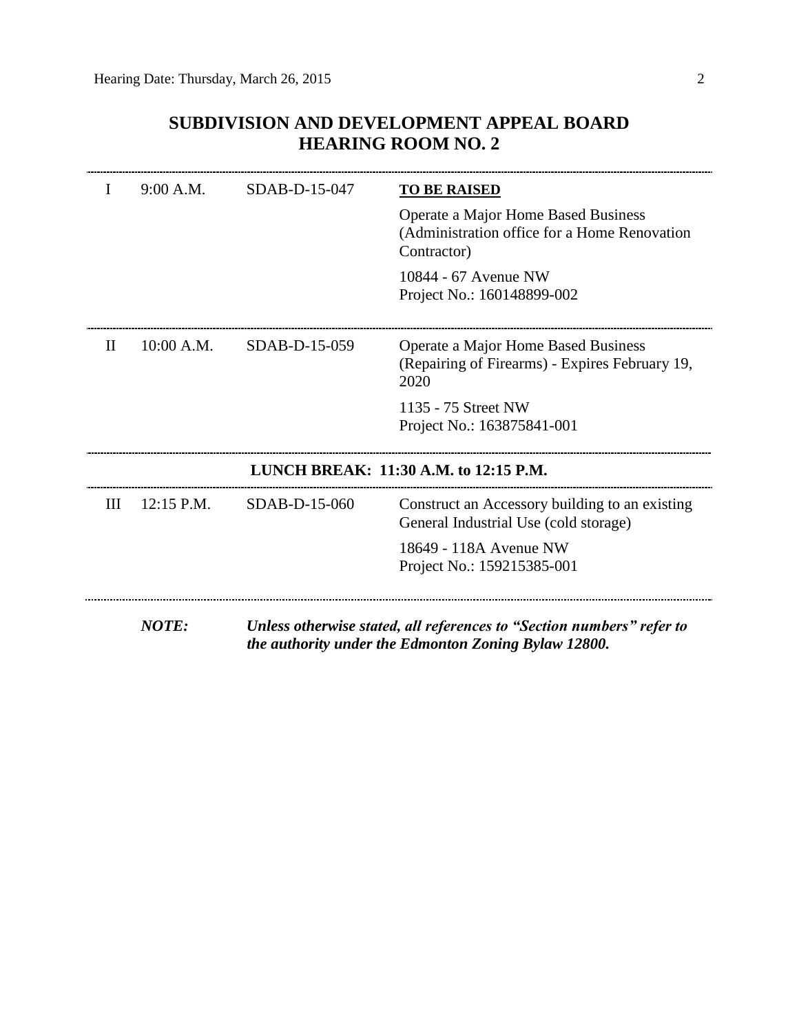## SUBDIVISION AND DEVELOPMENT APPEAL BOARD
## HEARING ROOM NO. 2

| | | | |
|---|---|---|---|
| I | 9:00 A.M. | SDAB-D-15-047 | **TO BE RAISED**<br>Operate a Major Home Based Business (Administration office for a Home Renovation Contractor)<br>10844 - 67 Avenue NW<br>Project No.: 160148899-002 |
| II | 10:00 A.M. | SDAB-D-15-059 | Operate a Major Home Based Business (Repairing of Firearms) - Expires February 19, 2020<br>1135 - 75 Street NW<br>Project No.: 163875841-001 |
| | | **LUNCH BREAK: 11:30 A.M. to 12:15 P.M.** | |
| III | 12:15 P.M. | SDAB-D-15-060 | Construct an Accessory building to an existing General Industrial Use (cold storage)<br>18649 - 118A Avenue NW<br>Project No.: 159215385-001 |

***NOTE:*** ***Unless otherwise stated, all references to "Section numbers" refer to the authority under the Edmonton Zoning Bylaw 12800.***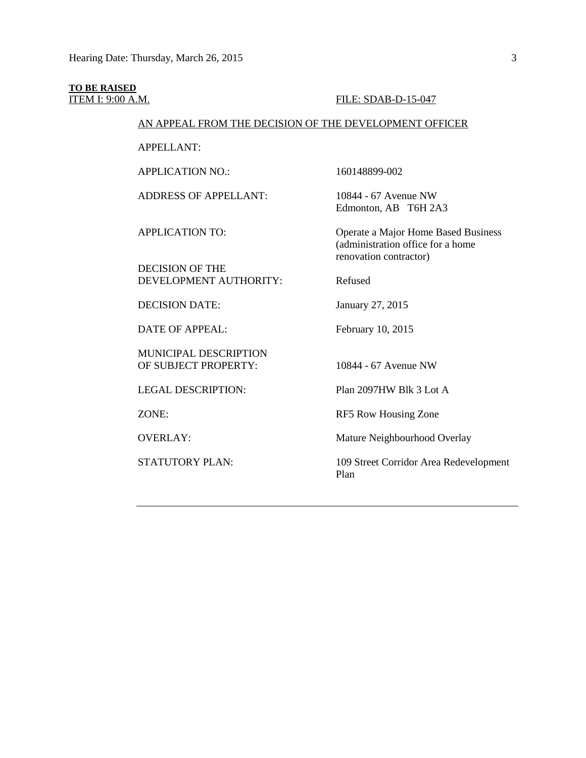**TO BE RAISED**

ITEM I: 9:00 A.M. FILE: SDAB-D-15-047

AN APPEAL FROM THE DECISION OF THE DEVELOPMENT OFFICER

| | |
|---|---|
| APPELLANT: | |
| APPLICATION NO.: | 160148899-002 |
| ADDRESS OF APPELLANT: | 10844 - 67 Avenue NW Edmonton, AB T6H 2A3 |
| APPLICATION TO: | Operate a Major Home Based Business (administration office for a home renovation contractor) |
| DECISION OF THE DEVELOPMENT AUTHORITY: | Refused |
| DECISION DATE: | January 27, 2015 |
| DATE OF APPEAL: | February 10, 2015 |
| MUNICIPAL DESCRIPTION OF SUBJECT PROPERTY: | 10844 - 67 Avenue NW |
| LEGAL DESCRIPTION: | Plan 2097HW Blk 3 Lot A |
| ZONE: | RF5 Row Housing Zone |
| OVERLAY: | Mature Neighbourhood Overlay |
| STATUTORY PLAN: | 109 Street Corridor Area Redevelopment Plan |

---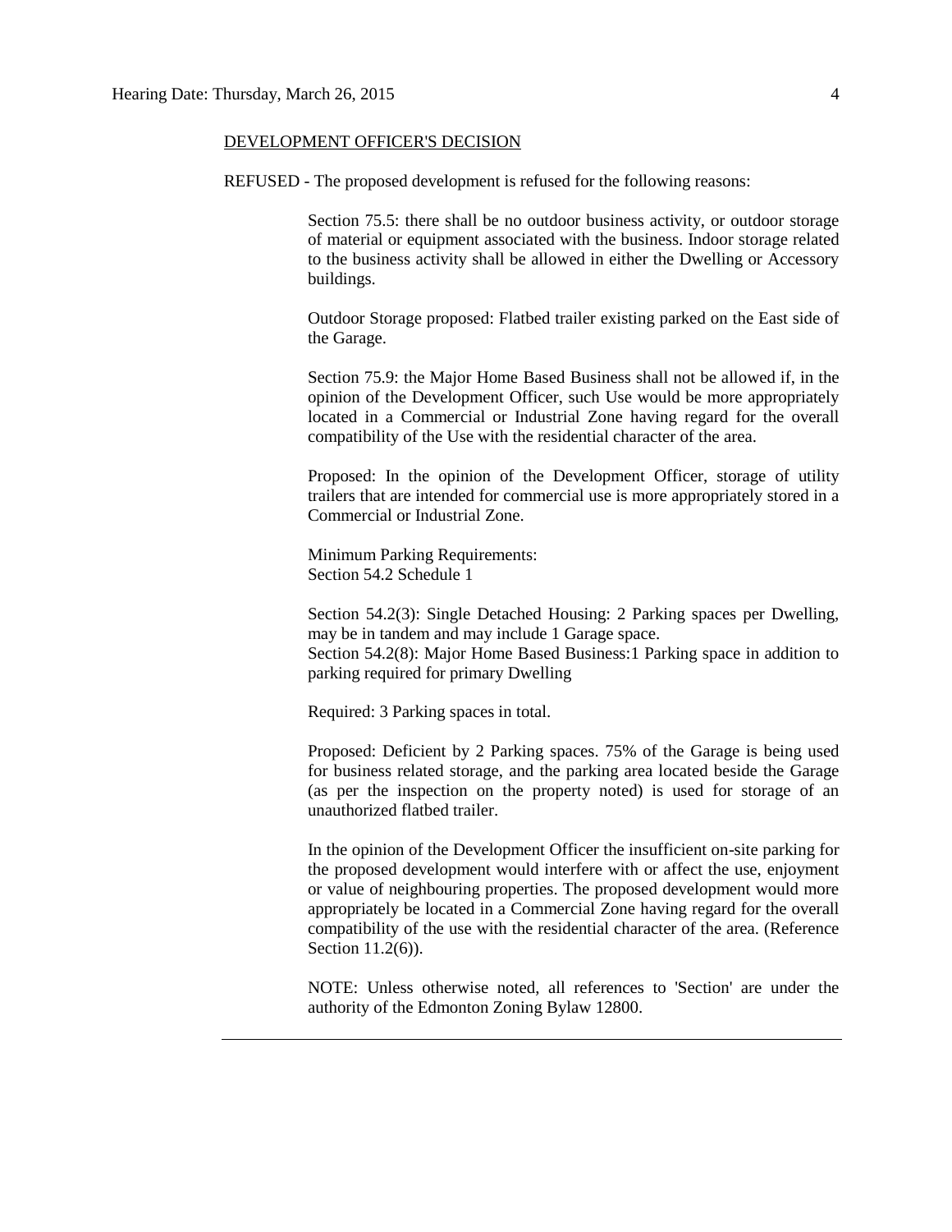DEVELOPMENT OFFICER'S DECISION

REFUSED - The proposed development is refused for the following reasons:

Section 75.5: there shall be no outdoor business activity, or outdoor storage of material or equipment associated with the business. Indoor storage related to the business activity shall be allowed in either the Dwelling or Accessory buildings.

Outdoor Storage proposed: Flatbed trailer existing parked on the East side of the Garage.

Section 75.9: the Major Home Based Business shall not be allowed if, in the opinion of the Development Officer, such Use would be more appropriately located in a Commercial or Industrial Zone having regard for the overall compatibility of the Use with the residential character of the area.

Proposed: In the opinion of the Development Officer, storage of utility trailers that are intended for commercial use is more appropriately stored in a Commercial or Industrial Zone.

Minimum Parking Requirements:
Section 54.2 Schedule 1

Section 54.2(3): Single Detached Housing: 2 Parking spaces per Dwelling, may be in tandem and may include 1 Garage space.
Section 54.2(8): Major Home Based Business:1 Parking space in addition to parking required for primary Dwelling

Required: 3 Parking spaces in total.

Proposed: Deficient by 2 Parking spaces. 75% of the Garage is being used for business related storage, and the parking area located beside the Garage (as per the inspection on the property noted) is used for storage of an unauthorized flatbed trailer.

In the opinion of the Development Officer the insufficient on-site parking for the proposed development would interfere with or affect the use, enjoyment or value of neighbouring properties. The proposed development would more appropriately be located in a Commercial Zone having regard for the overall compatibility of the use with the residential character of the area. (Reference Section 11.2(6)).

NOTE: Unless otherwise noted, all references to 'Section' are under the authority of the Edmonton Zoning Bylaw 12800.

---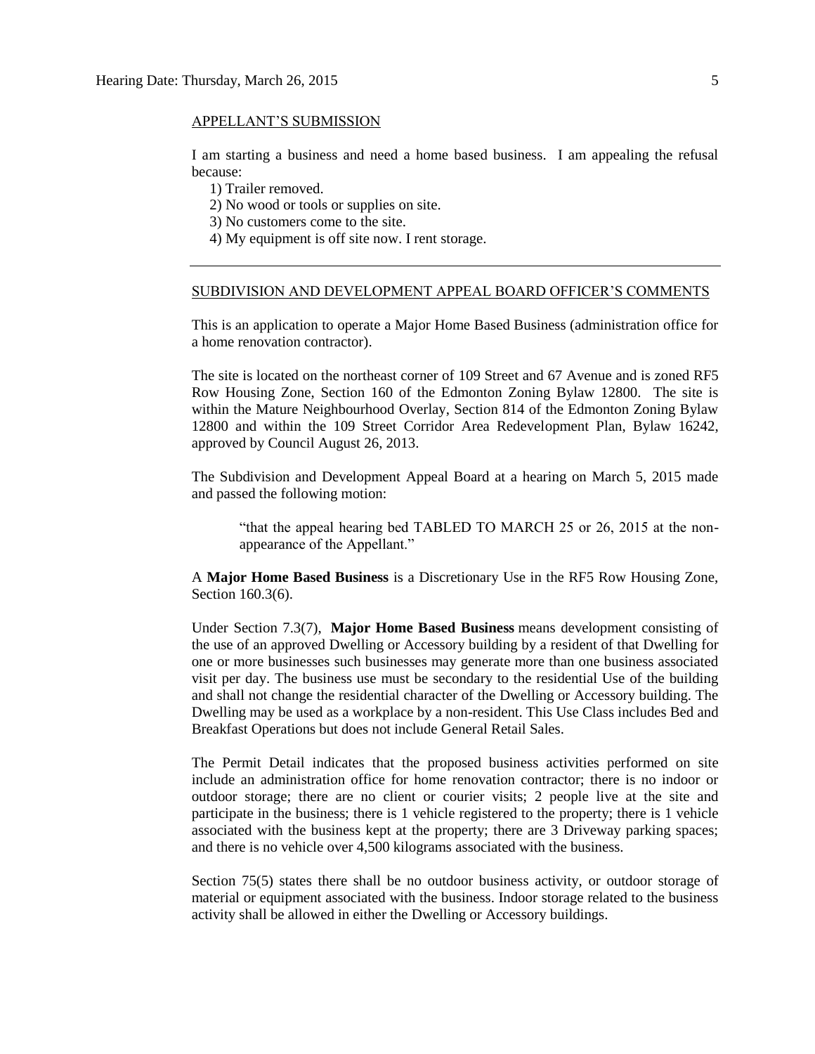APPELLANT'S SUBMISSION

I am starting a business and need a home based business. I am appealing the refusal because:

1) Trailer removed.
2) No wood or tools or supplies on site.
3) No customers come to the site.
4) My equipment is off site now. I rent storage.

---

SUBDIVISION AND DEVELOPMENT APPEAL BOARD OFFICER'S COMMENTS

This is an application to operate a Major Home Based Business (administration office for a home renovation contractor).

The site is located on the northeast corner of 109 Street and 67 Avenue and is zoned RF5 Row Housing Zone, Section 160 of the Edmonton Zoning Bylaw 12800. The site is within the Mature Neighbourhood Overlay, Section 814 of the Edmonton Zoning Bylaw 12800 and within the 109 Street Corridor Area Redevelopment Plan, Bylaw 16242, approved by Council August 26, 2013.

The Subdivision and Development Appeal Board at a hearing on March 5, 2015 made and passed the following motion:

> "that the appeal hearing bed TABLED TO MARCH 25 or 26, 2015 at the non-appearance of the Appellant."

A **Major Home Based Business** is a Discretionary Use in the RF5 Row Housing Zone, Section 160.3(6).

Under Section 7.3(7), **Major Home Based Business** means development consisting of the use of an approved Dwelling or Accessory building by a resident of that Dwelling for one or more businesses such businesses may generate more than one business associated visit per day. The business use must be secondary to the residential Use of the building and shall not change the residential character of the Dwelling or Accessory building. The Dwelling may be used as a workplace by a non-resident. This Use Class includes Bed and Breakfast Operations but does not include General Retail Sales.

The Permit Detail indicates that the proposed business activities performed on site include an administration office for home renovation contractor; there is no indoor or outdoor storage; there are no client or courier visits; 2 people live at the site and participate in the business; there is 1 vehicle registered to the property; there is 1 vehicle associated with the business kept at the property; there are 3 Driveway parking spaces; and there is no vehicle over 4,500 kilograms associated with the business.

Section 75(5) states there shall be no outdoor business activity, or outdoor storage of material or equipment associated with the business. Indoor storage related to the business activity shall be allowed in either the Dwelling or Accessory buildings.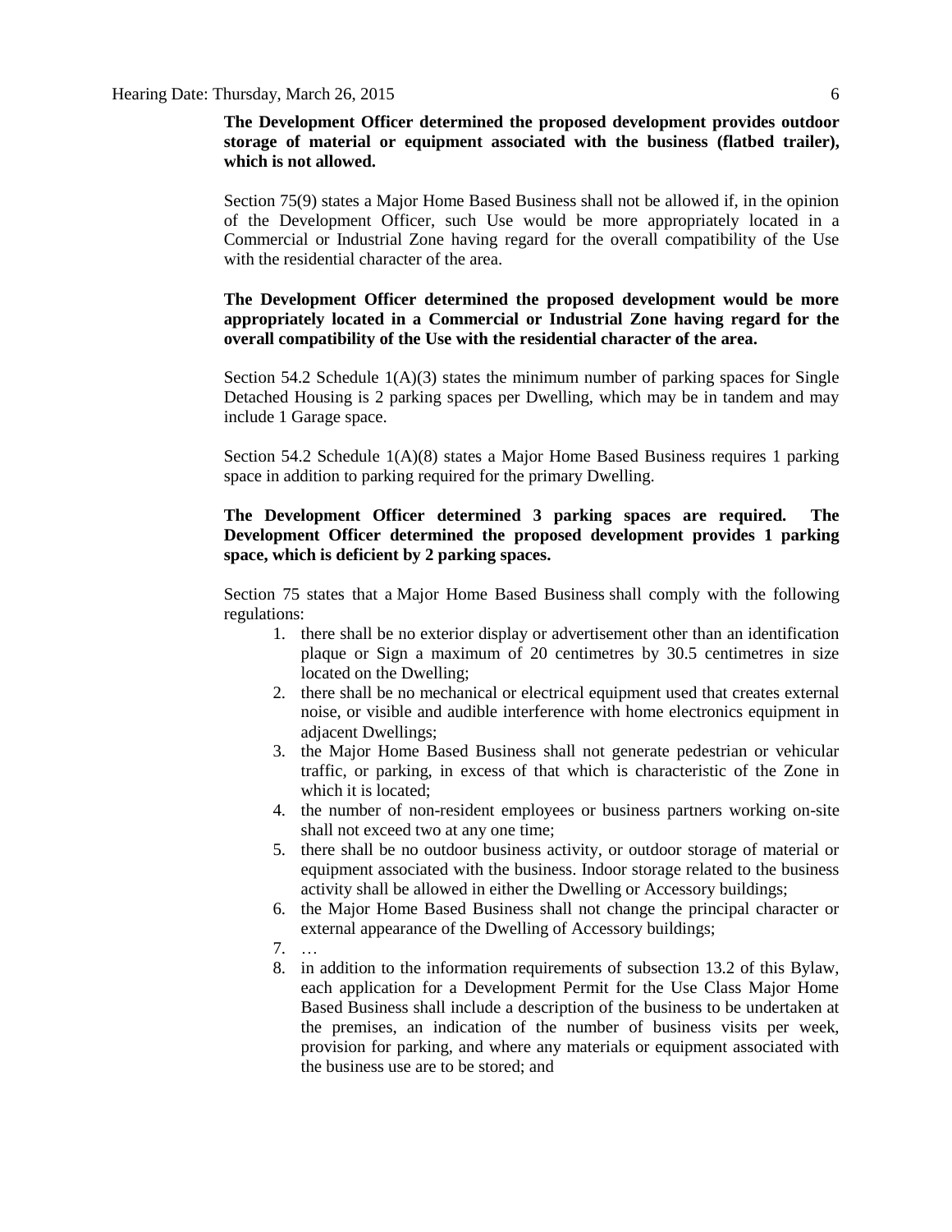**The Development Officer determined the proposed development provides outdoor storage of material or equipment associated with the business (flatbed trailer), which is not allowed.**

Section 75(9) states a Major Home Based Business shall not be allowed if, in the opinion of the Development Officer, such Use would be more appropriately located in a Commercial or Industrial Zone having regard for the overall compatibility of the Use with the residential character of the area.

**The Development Officer determined the proposed development would be more appropriately located in a Commercial or Industrial Zone having regard for the overall compatibility of the Use with the residential character of the area.**

Section 54.2 Schedule 1(A)(3) states the minimum number of parking spaces for Single Detached Housing is 2 parking spaces per Dwelling, which may be in tandem and may include 1 Garage space.

Section 54.2 Schedule 1(A)(8) states a Major Home Based Business requires 1 parking space in addition to parking required for the primary Dwelling.

**The Development Officer determined 3 parking spaces are required. The Development Officer determined the proposed development provides 1 parking space, which is deficient by 2 parking spaces.**

Section 75 states that a Major Home Based Business shall comply with the following regulations:

1. there shall be no exterior display or advertisement other than an identification plaque or Sign a maximum of 20 centimetres by 30.5 centimetres in size located on the Dwelling;
2. there shall be no mechanical or electrical equipment used that creates external noise, or visible and audible interference with home electronics equipment in adjacent Dwellings;
3. the Major Home Based Business shall not generate pedestrian or vehicular traffic, or parking, in excess of that which is characteristic of the Zone in which it is located;
4. the number of non-resident employees or business partners working on-site shall not exceed two at any one time;
5. there shall be no outdoor business activity, or outdoor storage of material or equipment associated with the business. Indoor storage related to the business activity shall be allowed in either the Dwelling or Accessory buildings;
6. the Major Home Based Business shall not change the principal character or external appearance of the Dwelling of Accessory buildings;
7. …
8. in addition to the information requirements of subsection 13.2 of this Bylaw, each application for a Development Permit for the Use Class Major Home Based Business shall include a description of the business to be undertaken at the premises, an indication of the number of business visits per week, provision for parking, and where any materials or equipment associated with the business use are to be stored; and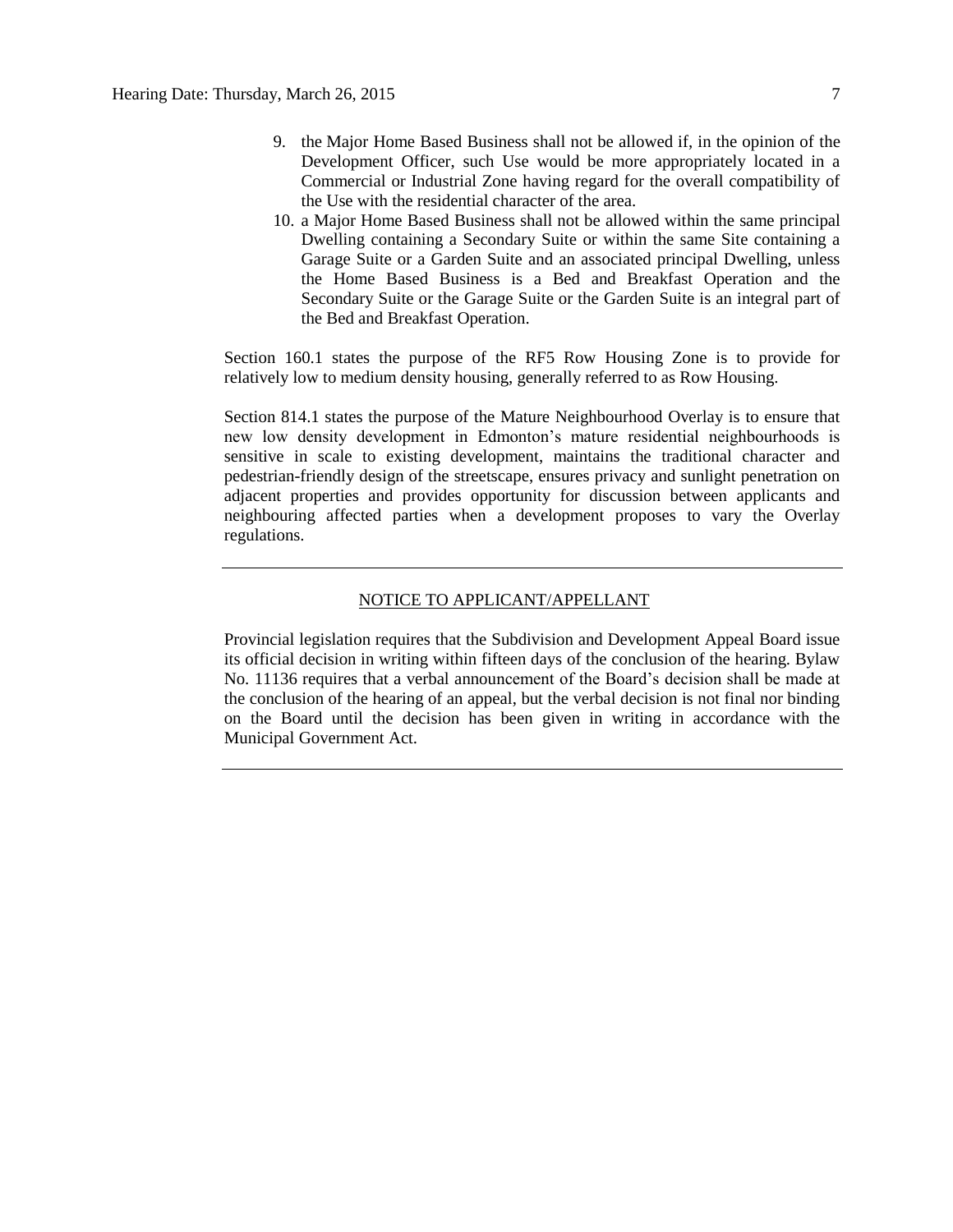9. the Major Home Based Business shall not be allowed if, in the opinion of the Development Officer, such Use would be more appropriately located in a Commercial or Industrial Zone having regard for the overall compatibility of the Use with the residential character of the area.
10. a Major Home Based Business shall not be allowed within the same principal Dwelling containing a Secondary Suite or within the same Site containing a Garage Suite or a Garden Suite and an associated principal Dwelling, unless the Home Based Business is a Bed and Breakfast Operation and the Secondary Suite or the Garage Suite or the Garden Suite is an integral part of the Bed and Breakfast Operation.

Section 160.1 states the purpose of the RF5 Row Housing Zone is to provide for relatively low to medium density housing, generally referred to as Row Housing.

Section 814.1 states the purpose of the Mature Neighbourhood Overlay is to ensure that new low density development in Edmonton's mature residential neighbourhoods is sensitive in scale to existing development, maintains the traditional character and pedestrian-friendly design of the streetscape, ensures privacy and sunlight penetration on adjacent properties and provides opportunity for discussion between applicants and neighbouring affected parties when a development proposes to vary the Overlay regulations.

---

<u>NOTICE TO APPLICANT/APPELLANT</u>

Provincial legislation requires that the Subdivision and Development Appeal Board issue its official decision in writing within fifteen days of the conclusion of the hearing. Bylaw No. 11136 requires that a verbal announcement of the Board's decision shall be made at the conclusion of the hearing of an appeal, but the verbal decision is not final nor binding on the Board until the decision has been given in writing in accordance with the Municipal Government Act.

---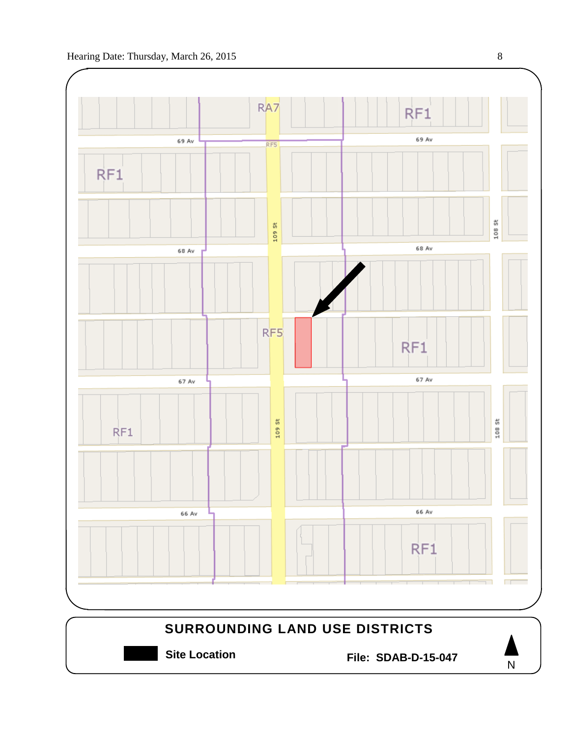RA7

RF1

69 Av

RF5

69 Av

RF1

109 St

108 St

68 Av

68 Av

RF5

RF1

67 Av

67 Av

RF1

109 St

108 St

66 Av

66 Av

RF1

**SURROUNDING LAND USE DISTRICTS**

**Site Location**

**File: SDAB-D-15-047**

N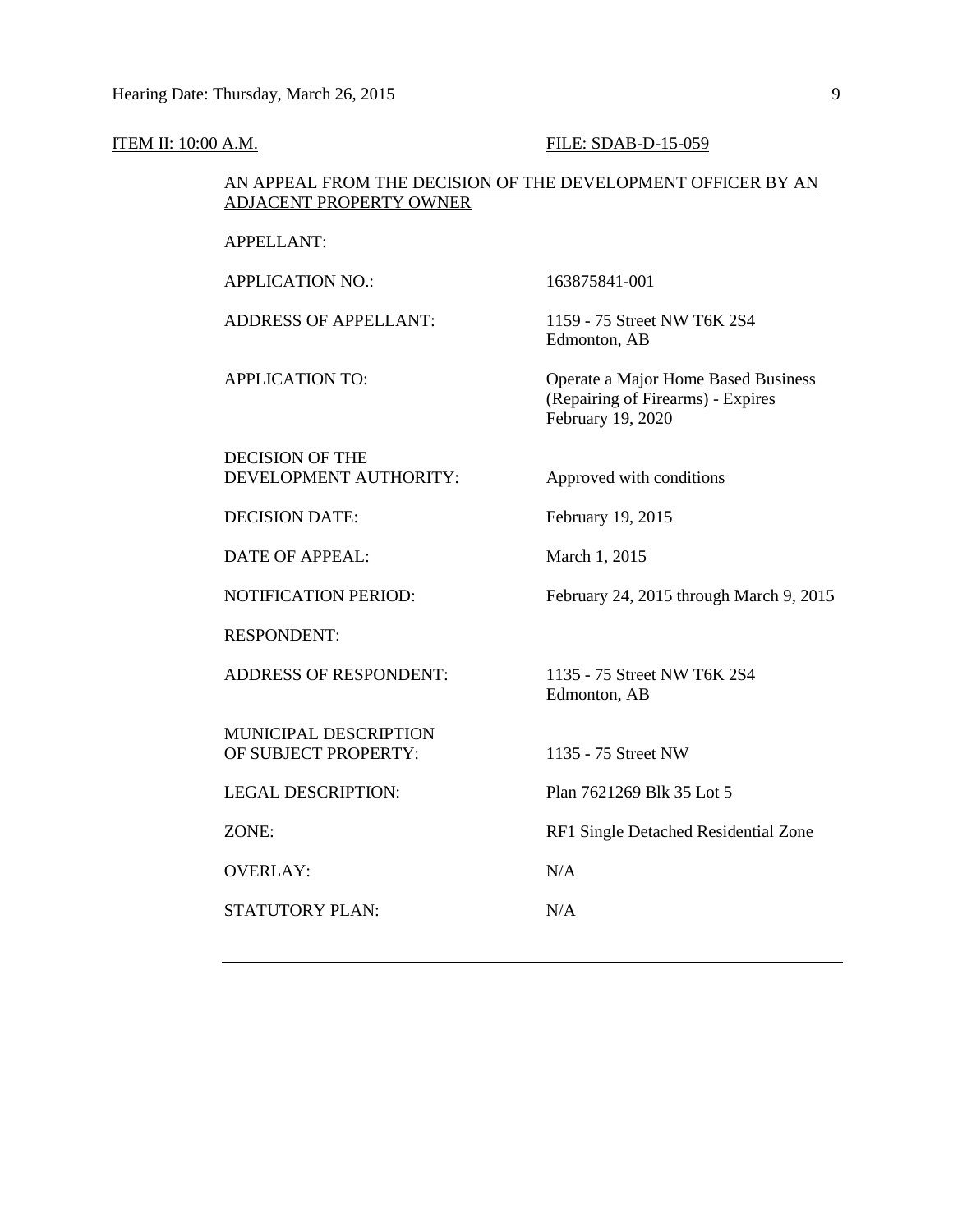ITEM II: 10:00 A.M. FILE: SDAB-D-15-059

AN APPEAL FROM THE DECISION OF THE DEVELOPMENT OFFICER BY AN ADJACENT PROPERTY OWNER

| | |
|---|---|
| APPELLANT: | |
| APPLICATION NO.: | 163875841-001 |
| ADDRESS OF APPELLANT: | 1159 - 75 Street NW T6K 2S4 Edmonton, AB |
| APPLICATION TO: | Operate a Major Home Based Business (Repairing of Firearms) - Expires February 19, 2020 |
| DECISION OF THE DEVELOPMENT AUTHORITY: | Approved with conditions |
| DECISION DATE: | February 19, 2015 |
| DATE OF APPEAL: | March 1, 2015 |
| NOTIFICATION PERIOD: | February 24, 2015 through March 9, 2015 |
| RESPONDENT: | |
| ADDRESS OF RESPONDENT: | 1135 - 75 Street NW T6K 2S4 Edmonton, AB |
| MUNICIPAL DESCRIPTION OF SUBJECT PROPERTY: | 1135 - 75 Street NW |
| LEGAL DESCRIPTION: | Plan 7621269 Blk 35 Lot 5 |
| ZONE: | RF1 Single Detached Residential Zone |
| OVERLAY: | N/A |
| STATUTORY PLAN: | N/A |

---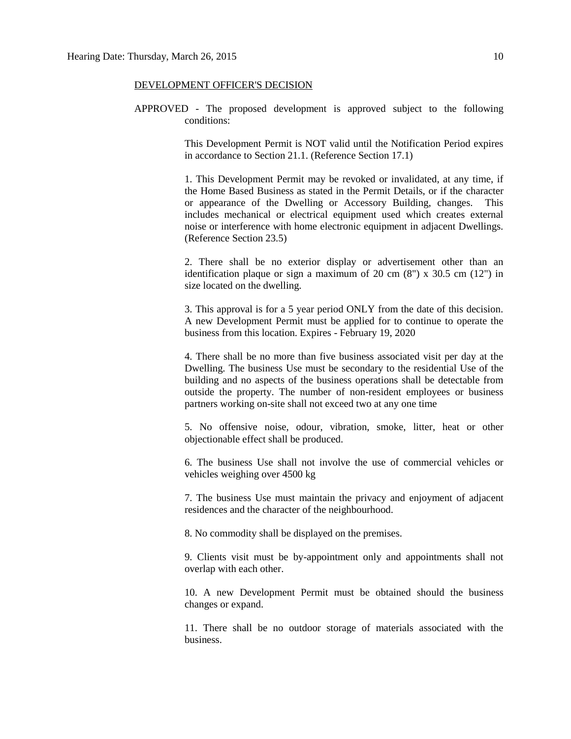DEVELOPMENT OFFICER'S DECISION

APPROVED - The proposed development is approved subject to the following conditions:

This Development Permit is NOT valid until the Notification Period expires in accordance to Section 21.1. (Reference Section 17.1)

1. This Development Permit may be revoked or invalidated, at any time, if the Home Based Business as stated in the Permit Details, or if the character or appearance of the Dwelling or Accessory Building, changes. This includes mechanical or electrical equipment used which creates external noise or interference with home electronic equipment in adjacent Dwellings. (Reference Section 23.5)

2. There shall be no exterior display or advertisement other than an identification plaque or sign a maximum of 20 cm (8") x 30.5 cm (12") in size located on the dwelling.

3. This approval is for a 5 year period ONLY from the date of this decision. A new Development Permit must be applied for to continue to operate the business from this location. Expires - February 19, 2020

4. There shall be no more than five business associated visit per day at the Dwelling. The business Use must be secondary to the residential Use of the building and no aspects of the business operations shall be detectable from outside the property. The number of non-resident employees or business partners working on-site shall not exceed two at any one time

5. No offensive noise, odour, vibration, smoke, litter, heat or other objectionable effect shall be produced.

6. The business Use shall not involve the use of commercial vehicles or vehicles weighing over 4500 kg

7. The business Use must maintain the privacy and enjoyment of adjacent residences and the character of the neighbourhood.

8. No commodity shall be displayed on the premises.

9. Clients visit must be by-appointment only and appointments shall not overlap with each other.

10. A new Development Permit must be obtained should the business changes or expand.

11. There shall be no outdoor storage of materials associated with the business.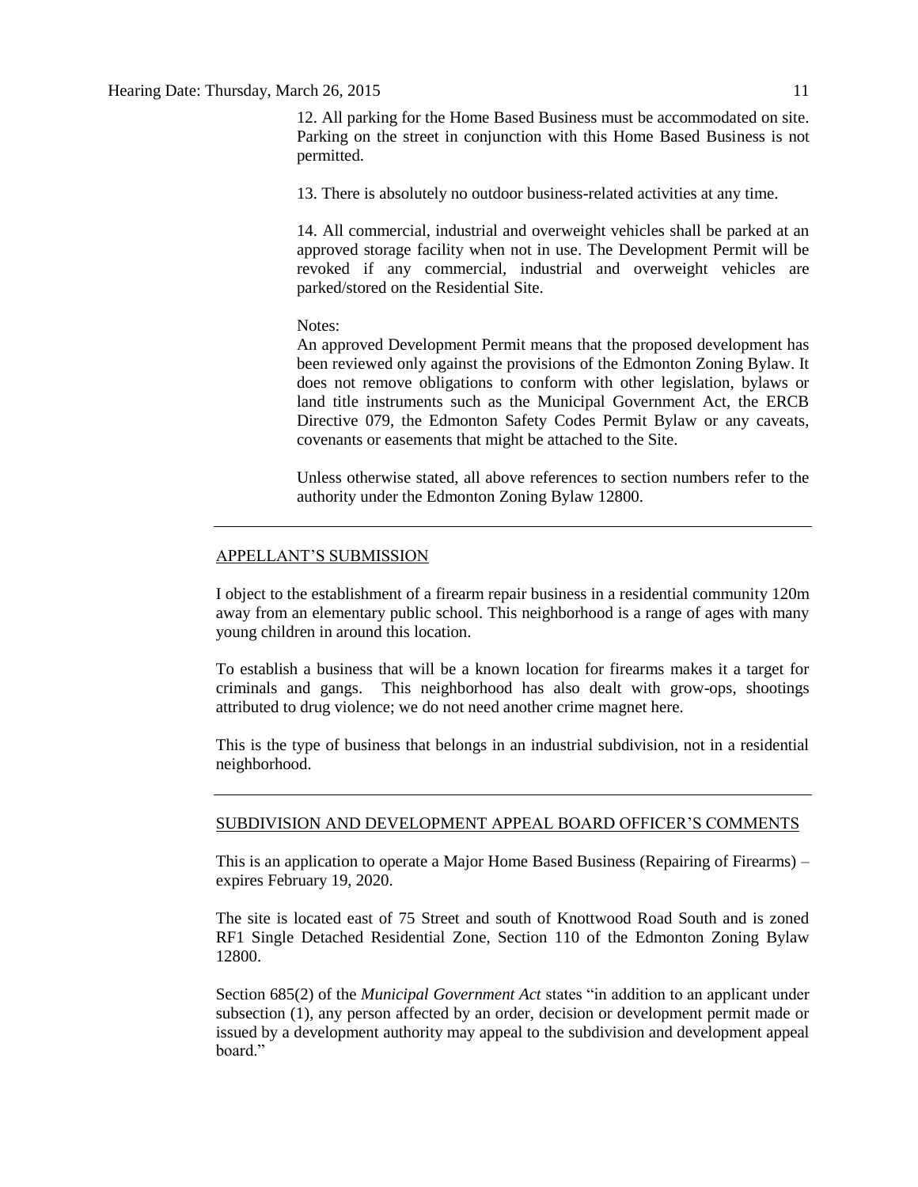12. All parking for the Home Based Business must be accommodated on site. Parking on the street in conjunction with this Home Based Business is not permitted.

13. There is absolutely no outdoor business-related activities at any time.

14. All commercial, industrial and overweight vehicles shall be parked at an approved storage facility when not in use. The Development Permit will be revoked if any commercial, industrial and overweight vehicles are parked/stored on the Residential Site.

Notes:
An approved Development Permit means that the proposed development has been reviewed only against the provisions of the Edmonton Zoning Bylaw. It does not remove obligations to conform with other legislation, bylaws or land title instruments such as the Municipal Government Act, the ERCB Directive 079, the Edmonton Safety Codes Permit Bylaw or any caveats, covenants or easements that might be attached to the Site.

Unless otherwise stated, all above references to section numbers refer to the authority under the Edmonton Zoning Bylaw 12800.

---

## APPELLANT'S SUBMISSION

I object to the establishment of a firearm repair business in a residential community 120m away from an elementary public school. This neighborhood is a range of ages with many young children in around this location.

To establish a business that will be a known location for firearms makes it a target for criminals and gangs. This neighborhood has also dealt with grow-ops, shootings attributed to drug violence; we do not need another crime magnet here.

This is the type of business that belongs in an industrial subdivision, not in a residential neighborhood.

---

## SUBDIVISION AND DEVELOPMENT APPEAL BOARD OFFICER'S COMMENTS

This is an application to operate a Major Home Based Business (Repairing of Firearms) – expires February 19, 2020.

The site is located east of 75 Street and south of Knottwood Road South and is zoned RF1 Single Detached Residential Zone, Section 110 of the Edmonton Zoning Bylaw 12800.

Section 685(2) of the *Municipal Government Act* states "in addition to an applicant under subsection (1), any person affected by an order, decision or development permit made or issued by a development authority may appeal to the subdivision and development appeal board."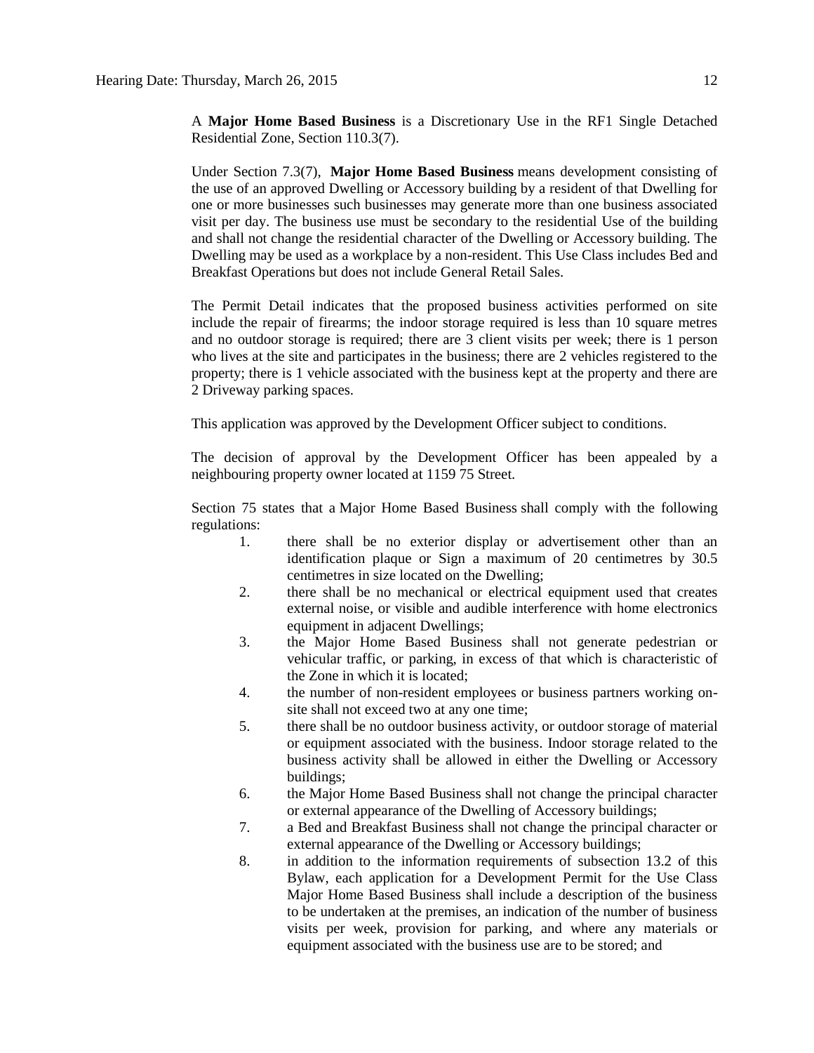A **Major Home Based Business** is a Discretionary Use in the RF1 Single Detached Residential Zone, Section 110.3(7).

Under Section 7.3(7), **Major Home Based Business** means development consisting of the use of an approved Dwelling or Accessory building by a resident of that Dwelling for one or more businesses such businesses may generate more than one business associated visit per day. The business use must be secondary to the residential Use of the building and shall not change the residential character of the Dwelling or Accessory building. The Dwelling may be used as a workplace by a non-resident. This Use Class includes Bed and Breakfast Operations but does not include General Retail Sales.

The Permit Detail indicates that the proposed business activities performed on site include the repair of firearms; the indoor storage required is less than 10 square metres and no outdoor storage is required; there are 3 client visits per week; there is 1 person who lives at the site and participates in the business; there are 2 vehicles registered to the property; there is 1 vehicle associated with the business kept at the property and there are 2 Driveway parking spaces.

This application was approved by the Development Officer subject to conditions.

The decision of approval by the Development Officer has been appealed by a neighbouring property owner located at 1159 75 Street.

Section 75 states that a Major Home Based Business shall comply with the following regulations:

1. there shall be no exterior display or advertisement other than an identification plaque or Sign a maximum of 20 centimetres by 30.5 centimetres in size located on the Dwelling;
2. there shall be no mechanical or electrical equipment used that creates external noise, or visible and audible interference with home electronics equipment in adjacent Dwellings;
3. the Major Home Based Business shall not generate pedestrian or vehicular traffic, or parking, in excess of that which is characteristic of the Zone in which it is located;
4. the number of non-resident employees or business partners working on-site shall not exceed two at any one time;
5. there shall be no outdoor business activity, or outdoor storage of material or equipment associated with the business. Indoor storage related to the business activity shall be allowed in either the Dwelling or Accessory buildings;
6. the Major Home Based Business shall not change the principal character or external appearance of the Dwelling of Accessory buildings;
7. a Bed and Breakfast Business shall not change the principal character or external appearance of the Dwelling or Accessory buildings;
8. in addition to the information requirements of subsection 13.2 of this Bylaw, each application for a Development Permit for the Use Class Major Home Based Business shall include a description of the business to be undertaken at the premises, an indication of the number of business visits per week, provision for parking, and where any materials or equipment associated with the business use are to be stored; and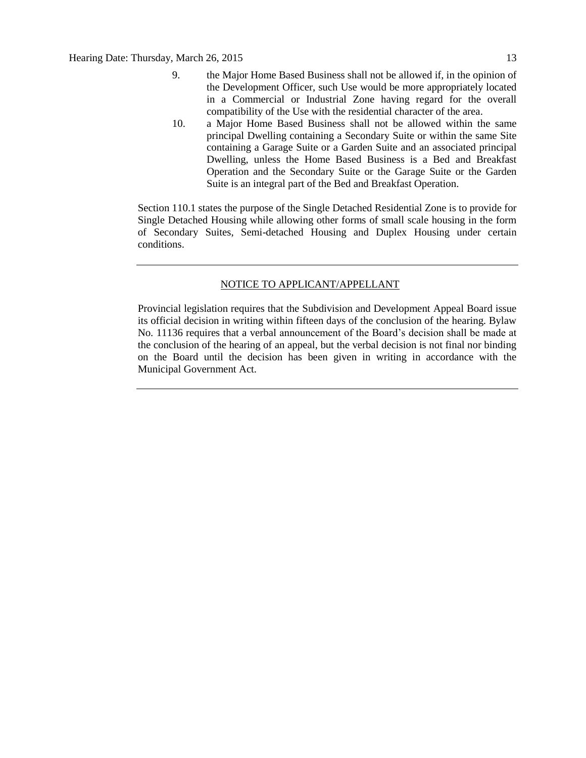9. the Major Home Based Business shall not be allowed if, in the opinion of the Development Officer, such Use would be more appropriately located in a Commercial or Industrial Zone having regard for the overall compatibility of the Use with the residential character of the area.
10. a Major Home Based Business shall not be allowed within the same principal Dwelling containing a Secondary Suite or within the same Site containing a Garage Suite or a Garden Suite and an associated principal Dwelling, unless the Home Based Business is a Bed and Breakfast Operation and the Secondary Suite or the Garage Suite or the Garden Suite is an integral part of the Bed and Breakfast Operation.

Section 110.1 states the purpose of the Single Detached Residential Zone is to provide for Single Detached Housing while allowing other forms of small scale housing in the form of Secondary Suites, Semi-detached Housing and Duplex Housing under certain conditions.

---

NOTICE TO APPLICANT/APPELLANT

Provincial legislation requires that the Subdivision and Development Appeal Board issue its official decision in writing within fifteen days of the conclusion of the hearing. Bylaw No. 11136 requires that a verbal announcement of the Board's decision shall be made at the conclusion of the hearing of an appeal, but the verbal decision is not final nor binding on the Board until the decision has been given in writing in accordance with the Municipal Government Act.

---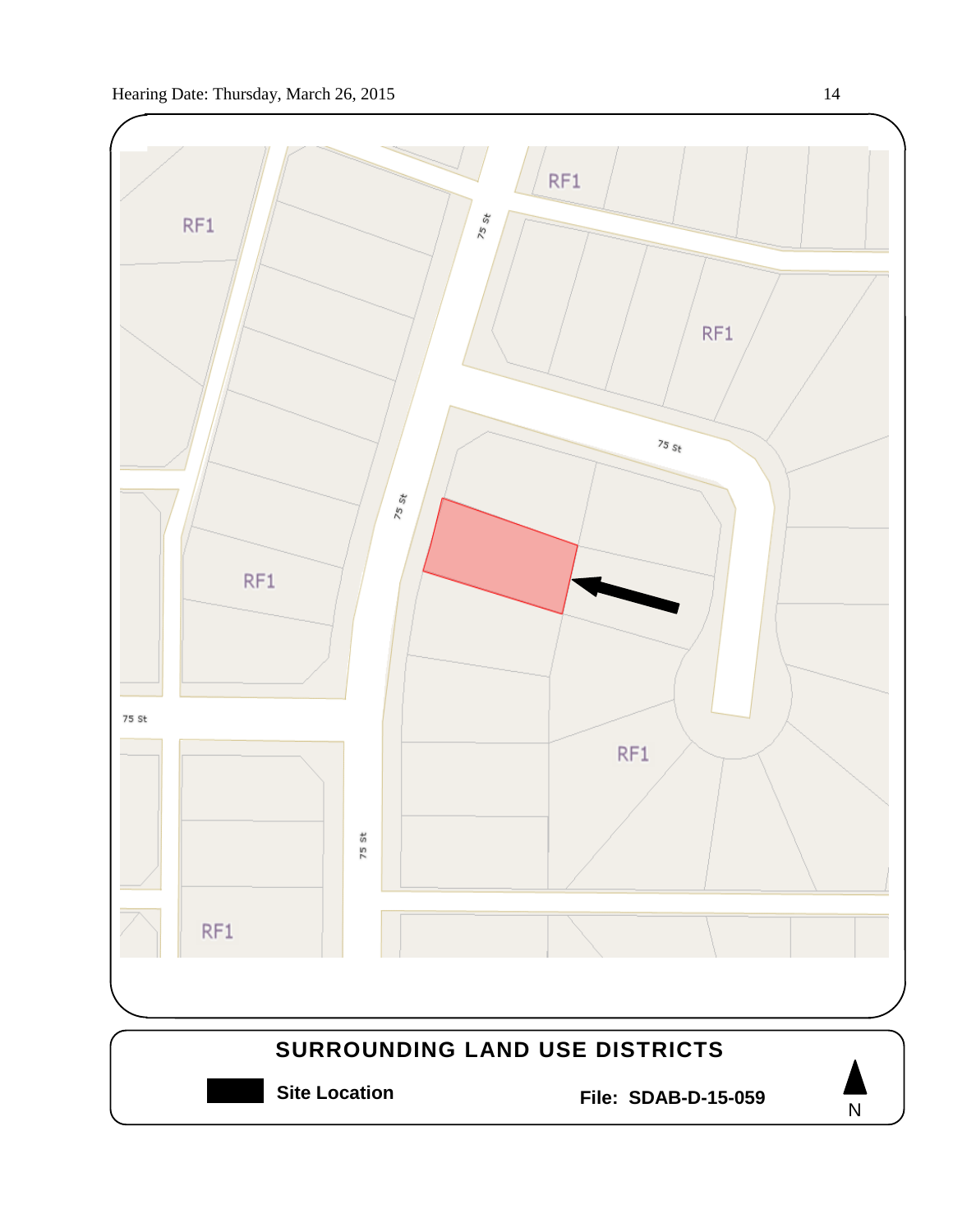RF1

RF1

75 St

RF1

75 St

75 St

RF1

75 St

RF1

75 St

RF1

## SURROUNDING LAND USE DISTRICTS

**Site Location**

**File: SDAB-D-15-059**

N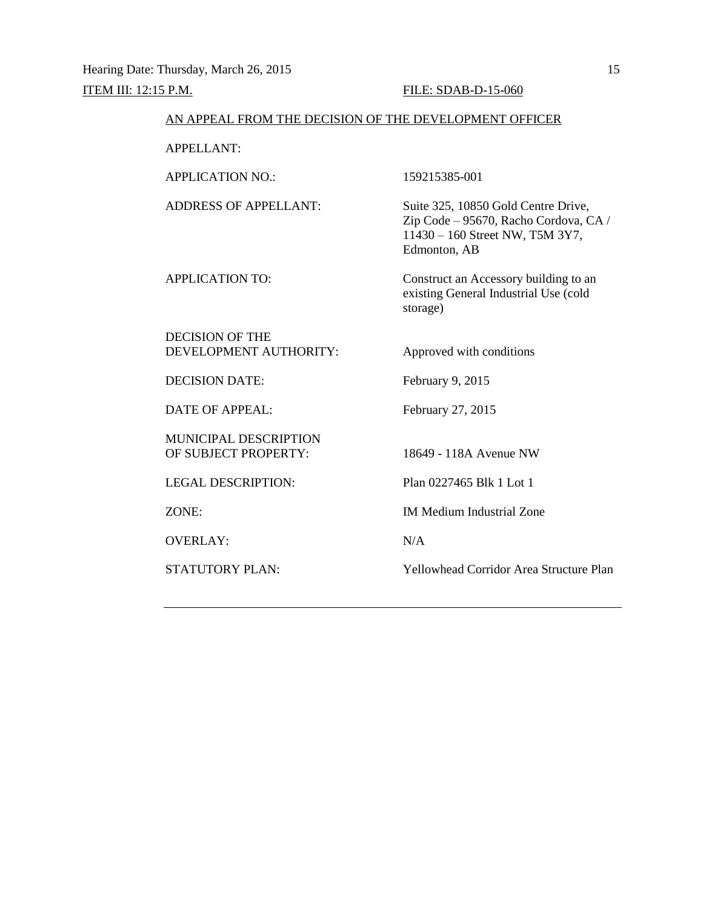Hearing Date: Thursday, March 26, 2015

<u>ITEM III: 12:15 P.M.</u> <u>FILE: SDAB-D-15-060</u>

<u>AN APPEAL FROM THE DECISION OF THE DEVELOPMENT OFFICER</u>

| | |
|---|---|
| APPELLANT: | |
| APPLICATION NO.: | 159215385-001 |
| ADDRESS OF APPELLANT: | Suite 325, 10850 Gold Centre Drive, Zip Code – 95670, Racho Cordova, CA / 11430 – 160 Street NW, T5M 3Y7, Edmonton, AB |
| APPLICATION TO: | Construct an Accessory building to an existing General Industrial Use (cold storage) |
| DECISION OF THE DEVELOPMENT AUTHORITY: | Approved with conditions |
| DECISION DATE: | February 9, 2015 |
| DATE OF APPEAL: | February 27, 2015 |
| MUNICIPAL DESCRIPTION OF SUBJECT PROPERTY: | 18649 - 118A Avenue NW |
| LEGAL DESCRIPTION: | Plan 0227465 Blk 1 Lot 1 |
| ZONE: | IM Medium Industrial Zone |
| OVERLAY: | N/A |
| STATUTORY PLAN: | Yellowhead Corridor Area Structure Plan |

---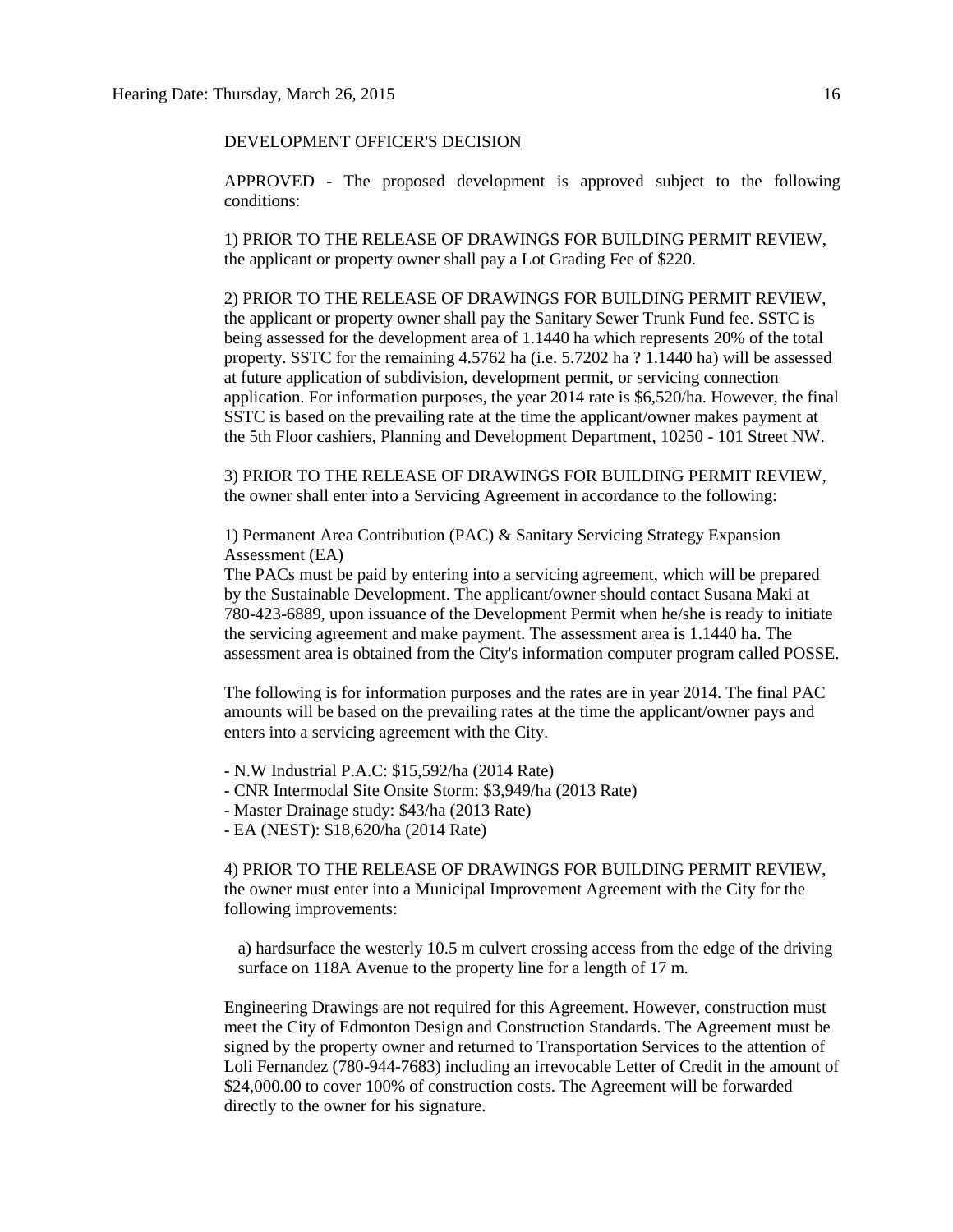DEVELOPMENT OFFICER'S DECISION

APPROVED - The proposed development is approved subject to the following conditions:

1) PRIOR TO THE RELEASE OF DRAWINGS FOR BUILDING PERMIT REVIEW, the applicant or property owner shall pay a Lot Grading Fee of $220.

2) PRIOR TO THE RELEASE OF DRAWINGS FOR BUILDING PERMIT REVIEW, the applicant or property owner shall pay the Sanitary Sewer Trunk Fund fee. SSTC is being assessed for the development area of 1.1440 ha which represents 20% of the total property. SSTC for the remaining 4.5762 ha (i.e. 5.7202 ha ? 1.1440 ha) will be assessed at future application of subdivision, development permit, or servicing connection application. For information purposes, the year 2014 rate is $6,520/ha. However, the final SSTC is based on the prevailing rate at the time the applicant/owner makes payment at the 5th Floor cashiers, Planning and Development Department, 10250 - 101 Street NW.

3) PRIOR TO THE RELEASE OF DRAWINGS FOR BUILDING PERMIT REVIEW, the owner shall enter into a Servicing Agreement in accordance to the following:

1) Permanent Area Contribution (PAC) & Sanitary Servicing Strategy Expansion Assessment (EA)
The PACs must be paid by entering into a servicing agreement, which will be prepared by the Sustainable Development. The applicant/owner should contact Susana Maki at 780-423-6889, upon issuance of the Development Permit when he/she is ready to initiate the servicing agreement and make payment. The assessment area is 1.1440 ha. The assessment area is obtained from the City's information computer program called POSSE.

The following is for information purposes and the rates are in year 2014. The final PAC amounts will be based on the prevailing rates at the time the applicant/owner pays and enters into a servicing agreement with the City.

- N.W Industrial P.A.C: $15,592/ha (2014 Rate)
- CNR Intermodal Site Onsite Storm: $3,949/ha (2013 Rate)
- Master Drainage study: $43/ha (2013 Rate)
- EA (NEST): $18,620/ha (2014 Rate)

4) PRIOR TO THE RELEASE OF DRAWINGS FOR BUILDING PERMIT REVIEW, the owner must enter into a Municipal Improvement Agreement with the City for the following improvements:

a) hardsurface the westerly 10.5 m culvert crossing access from the edge of the driving surface on 118A Avenue to the property line for a length of 17 m.

Engineering Drawings are not required for this Agreement. However, construction must meet the City of Edmonton Design and Construction Standards. The Agreement must be signed by the property owner and returned to Transportation Services to the attention of Loli Fernandez (780-944-7683) including an irrevocable Letter of Credit in the amount of $24,000.00 to cover 100% of construction costs. The Agreement will be forwarded directly to the owner for his signature.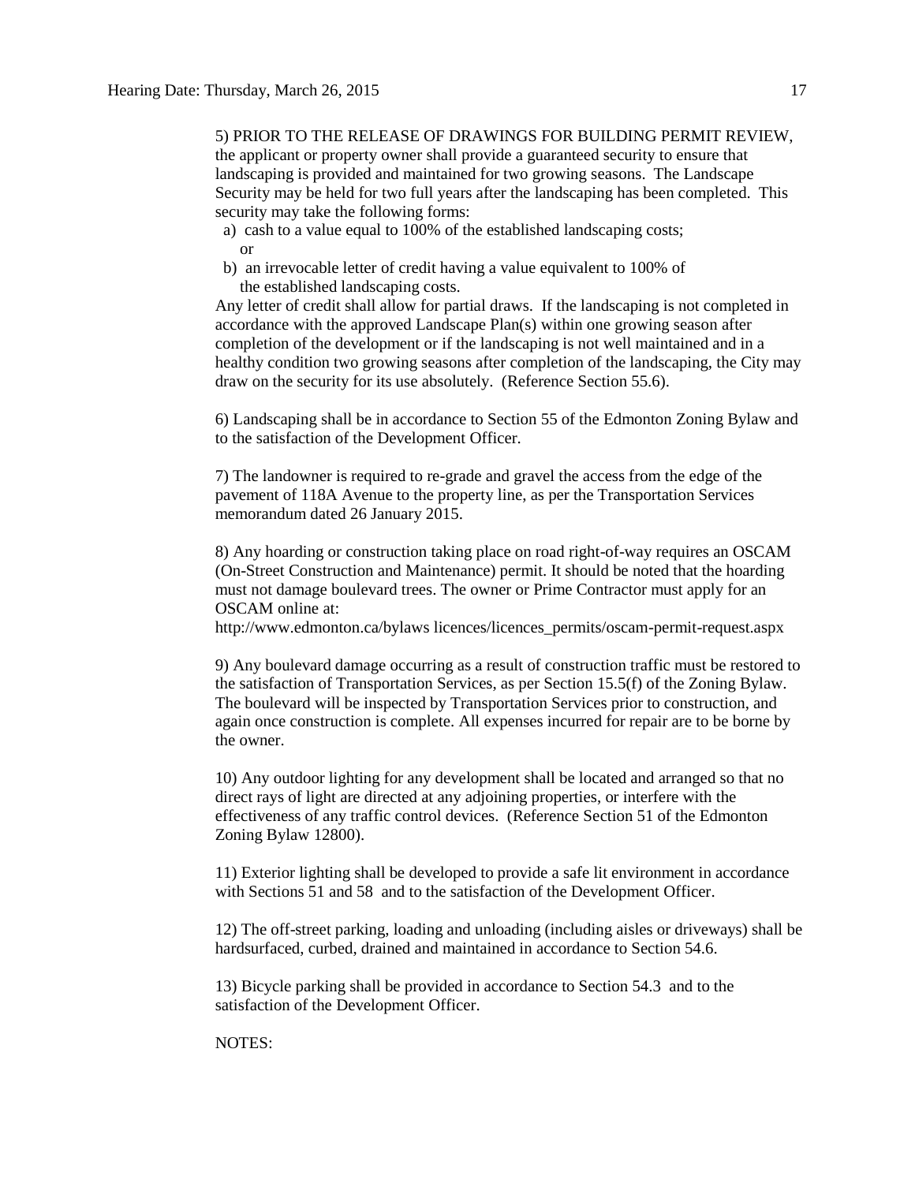5) PRIOR TO THE RELEASE OF DRAWINGS FOR BUILDING PERMIT REVIEW, the applicant or property owner shall provide a guaranteed security to ensure that landscaping is provided and maintained for two growing seasons. The Landscape Security may be held for two full years after the landscaping has been completed. This security may take the following forms:

a) cash to a value equal to 100% of the established landscaping costs; or

b) an irrevocable letter of credit having a value equivalent to 100% of the established landscaping costs.

Any letter of credit shall allow for partial draws. If the landscaping is not completed in accordance with the approved Landscape Plan(s) within one growing season after completion of the development or if the landscaping is not well maintained and in a healthy condition two growing seasons after completion of the landscaping, the City may draw on the security for its use absolutely. (Reference Section 55.6).

6) Landscaping shall be in accordance to Section 55 of the Edmonton Zoning Bylaw and to the satisfaction of the Development Officer.

7) The landowner is required to re-grade and gravel the access from the edge of the pavement of 118A Avenue to the property line, as per the Transportation Services memorandum dated 26 January 2015.

8) Any hoarding or construction taking place on road right-of-way requires an OSCAM (On-Street Construction and Maintenance) permit. It should be noted that the hoarding must not damage boulevard trees. The owner or Prime Contractor must apply for an OSCAM online at:
http://www.edmonton.ca/bylaws licences/licences_permits/oscam-permit-request.aspx

9) Any boulevard damage occurring as a result of construction traffic must be restored to the satisfaction of Transportation Services, as per Section 15.5(f) of the Zoning Bylaw. The boulevard will be inspected by Transportation Services prior to construction, and again once construction is complete. All expenses incurred for repair are to be borne by the owner.

10) Any outdoor lighting for any development shall be located and arranged so that no direct rays of light are directed at any adjoining properties, or interfere with the effectiveness of any traffic control devices. (Reference Section 51 of the Edmonton Zoning Bylaw 12800).

11) Exterior lighting shall be developed to provide a safe lit environment in accordance with Sections 51 and 58 and to the satisfaction of the Development Officer.

12) The off-street parking, loading and unloading (including aisles or driveways) shall be hardsurfaced, curbed, drained and maintained in accordance to Section 54.6.

13) Bicycle parking shall be provided in accordance to Section 54.3 and to the satisfaction of the Development Officer.

NOTES: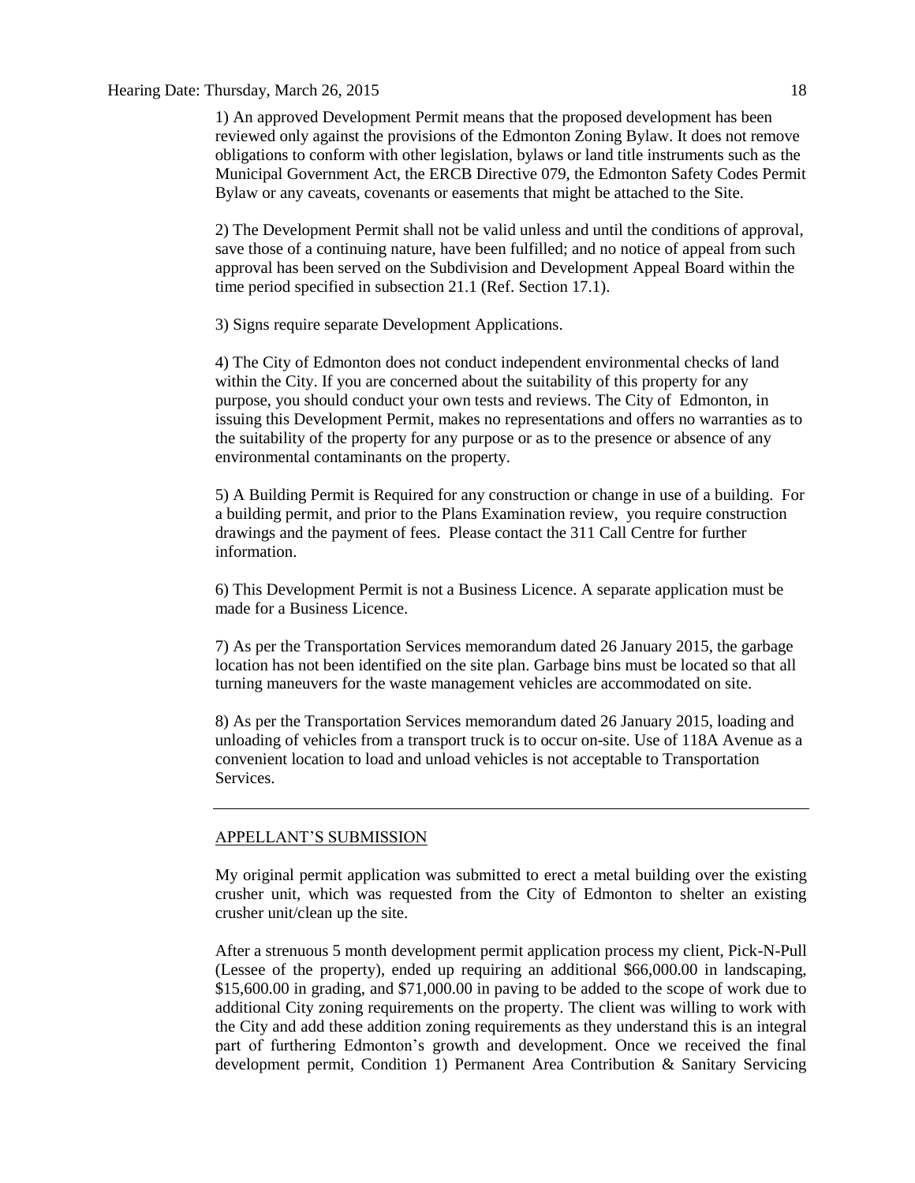1) An approved Development Permit means that the proposed development has been reviewed only against the provisions of the Edmonton Zoning Bylaw. It does not remove obligations to conform with other legislation, bylaws or land title instruments such as the Municipal Government Act, the ERCB Directive 079, the Edmonton Safety Codes Permit Bylaw or any caveats, covenants or easements that might be attached to the Site.

2) The Development Permit shall not be valid unless and until the conditions of approval, save those of a continuing nature, have been fulfilled; and no notice of appeal from such approval has been served on the Subdivision and Development Appeal Board within the time period specified in subsection 21.1 (Ref. Section 17.1).

3) Signs require separate Development Applications.

4) The City of Edmonton does not conduct independent environmental checks of land within the City. If you are concerned about the suitability of this property for any purpose, you should conduct your own tests and reviews. The City of Edmonton, in issuing this Development Permit, makes no representations and offers no warranties as to the suitability of the property for any purpose or as to the presence or absence of any environmental contaminants on the property.

5) A Building Permit is Required for any construction or change in use of a building. For a building permit, and prior to the Plans Examination review, you require construction drawings and the payment of fees. Please contact the 311 Call Centre for further information.

6) This Development Permit is not a Business Licence. A separate application must be made for a Business Licence.

7) As per the Transportation Services memorandum dated 26 January 2015, the garbage location has not been identified on the site plan. Garbage bins must be located so that all turning maneuvers for the waste management vehicles are accommodated on site.

8) As per the Transportation Services memorandum dated 26 January 2015, loading and unloading of vehicles from a transport truck is to occur on-site. Use of 118A Avenue as a convenient location to load and unload vehicles is not acceptable to Transportation Services.

---

APPELLANT'S SUBMISSION

My original permit application was submitted to erect a metal building over the existing crusher unit, which was requested from the City of Edmonton to shelter an existing crusher unit/clean up the site.

After a strenuous 5 month development permit application process my client, Pick-N-Pull (Lessee of the property), ended up requiring an additional $66,000.00 in landscaping, $15,600.00 in grading, and $71,000.00 in paving to be added to the scope of work due to additional City zoning requirements on the property. The client was willing to work with the City and add these addition zoning requirements as they understand this is an integral part of furthering Edmonton's growth and development. Once we received the final development permit, Condition 1) Permanent Area Contribution & Sanitary Servicing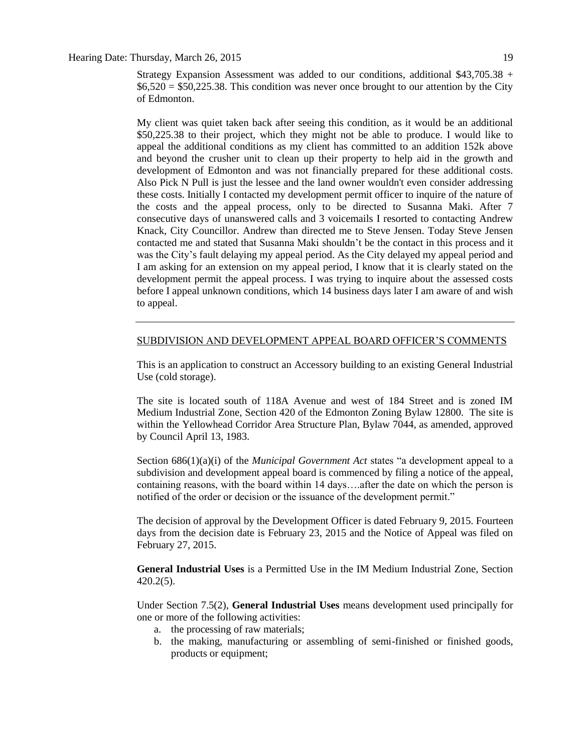Strategy Expansion Assessment was added to our conditions, additional \$43,705.38 + \$6,520 = \$50,225.38. This condition was never once brought to our attention by the City of Edmonton.

My client was quiet taken back after seeing this condition, as it would be an additional \$50,225.38 to their project, which they might not be able to produce. I would like to appeal the additional conditions as my client has committed to an addition 152k above and beyond the crusher unit to clean up their property to help aid in the growth and development of Edmonton and was not financially prepared for these additional costs. Also Pick N Pull is just the lessee and the land owner wouldn't even consider addressing these costs. Initially I contacted my development permit officer to inquire of the nature of the costs and the appeal process, only to be directed to Susanna Maki. After 7 consecutive days of unanswered calls and 3 voicemails I resorted to contacting Andrew Knack, City Councillor. Andrew than directed me to Steve Jensen. Today Steve Jensen contacted me and stated that Susanna Maki shouldn't be the contact in this process and it was the City's fault delaying my appeal period. As the City delayed my appeal period and I am asking for an extension on my appeal period, I know that it is clearly stated on the development permit the appeal process. I was trying to inquire about the assessed costs before I appeal unknown conditions, which 14 business days later I am aware of and wish to appeal.

---

## SUBDIVISION AND DEVELOPMENT APPEAL BOARD OFFICER'S COMMENTS

This is an application to construct an Accessory building to an existing General Industrial Use (cold storage).

The site is located south of 118A Avenue and west of 184 Street and is zoned IM Medium Industrial Zone, Section 420 of the Edmonton Zoning Bylaw 12800. The site is within the Yellowhead Corridor Area Structure Plan, Bylaw 7044, as amended, approved by Council April 13, 1983.

Section 686(1)(a)(i) of the *Municipal Government Act* states "a development appeal to a subdivision and development appeal board is commenced by filing a notice of the appeal, containing reasons, with the board within 14 days….after the date on which the person is notified of the order or decision or the issuance of the development permit."

The decision of approval by the Development Officer is dated February 9, 2015. Fourteen days from the decision date is February 23, 2015 and the Notice of Appeal was filed on February 27, 2015.

**General Industrial Uses** is a Permitted Use in the IM Medium Industrial Zone, Section 420.2(5).

Under Section 7.5(2), **General Industrial Uses** means development used principally for one or more of the following activities:

a. the processing of raw materials;
b. the making, manufacturing or assembling of semi-finished or finished goods, products or equipment;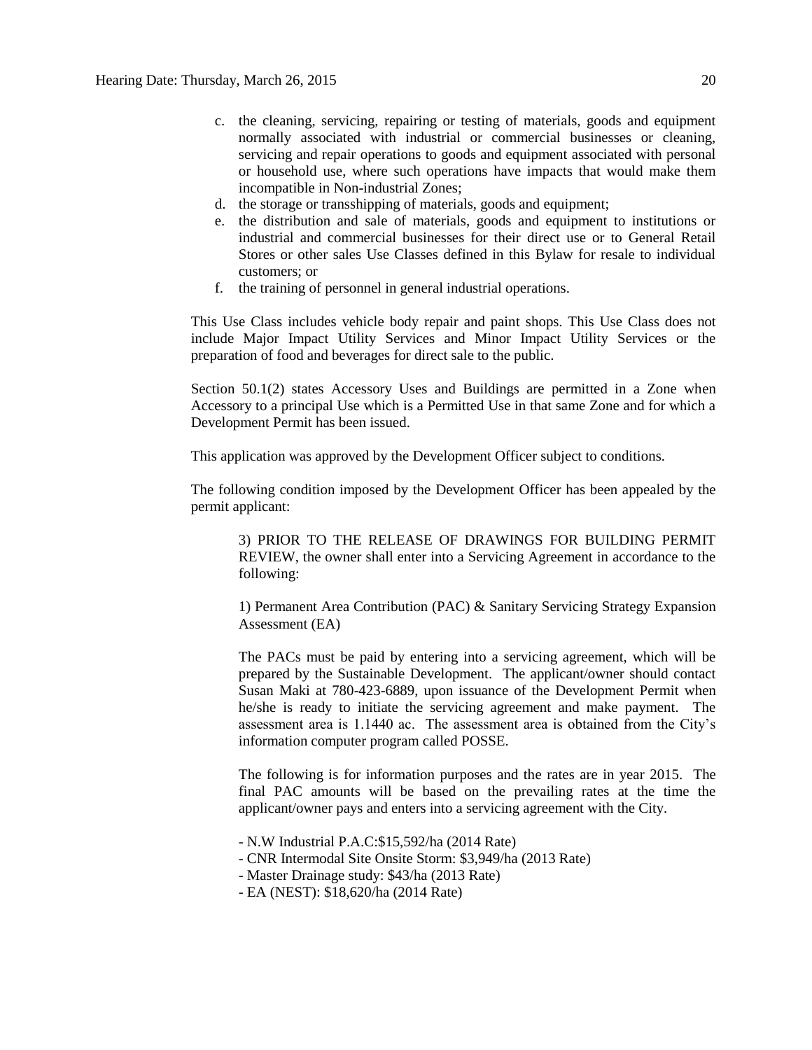c. the cleaning, servicing, repairing or testing of materials, goods and equipment normally associated with industrial or commercial businesses or cleaning, servicing and repair operations to goods and equipment associated with personal or household use, where such operations have impacts that would make them incompatible in Non-industrial Zones;
d. the storage or transshipping of materials, goods and equipment;
e. the distribution and sale of materials, goods and equipment to institutions or industrial and commercial businesses for their direct use or to General Retail Stores or other sales Use Classes defined in this Bylaw for resale to individual customers; or
f. the training of personnel in general industrial operations.

This Use Class includes vehicle body repair and paint shops. This Use Class does not include Major Impact Utility Services and Minor Impact Utility Services or the preparation of food and beverages for direct sale to the public.

Section 50.1(2) states Accessory Uses and Buildings are permitted in a Zone when Accessory to a principal Use which is a Permitted Use in that same Zone and for which a Development Permit has been issued.

This application was approved by the Development Officer subject to conditions.

The following condition imposed by the Development Officer has been appealed by the permit applicant:

> 3) PRIOR TO THE RELEASE OF DRAWINGS FOR BUILDING PERMIT REVIEW, the owner shall enter into a Servicing Agreement in accordance to the following:
>
> 1) Permanent Area Contribution (PAC) & Sanitary Servicing Strategy Expansion Assessment (EA)
>
> The PACs must be paid by entering into a servicing agreement, which will be prepared by the Sustainable Development. The applicant/owner should contact Susan Maki at 780-423-6889, upon issuance of the Development Permit when he/she is ready to initiate the servicing agreement and make payment. The assessment area is 1.1440 ac. The assessment area is obtained from the City's information computer program called POSSE.
>
> The following is for information purposes and the rates are in year 2015. The final PAC amounts will be based on the prevailing rates at the time the applicant/owner pays and enters into a servicing agreement with the City.
>
> - N.W Industrial P.A.C:$15,592/ha (2014 Rate)
> - CNR Intermodal Site Onsite Storm: $3,949/ha (2013 Rate)
> - Master Drainage study: $43/ha (2013 Rate)
> - EA (NEST): $18,620/ha (2014 Rate)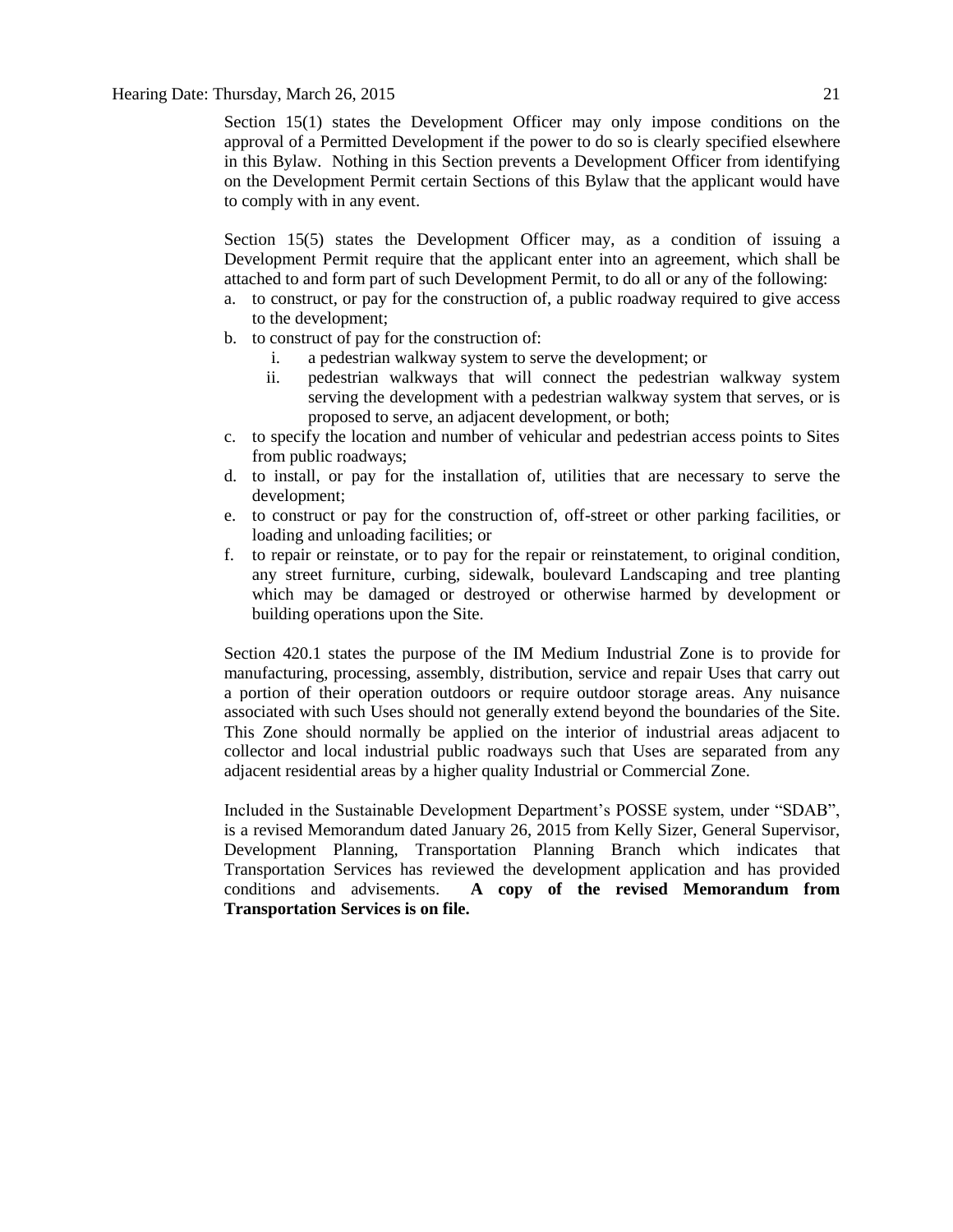Section 15(1) states the Development Officer may only impose conditions on the approval of a Permitted Development if the power to do so is clearly specified elsewhere in this Bylaw. Nothing in this Section prevents a Development Officer from identifying on the Development Permit certain Sections of this Bylaw that the applicant would have to comply with in any event.

Section 15(5) states the Development Officer may, as a condition of issuing a Development Permit require that the applicant enter into an agreement, which shall be attached to and form part of such Development Permit, to do all or any of the following:

a. to construct, or pay for the construction of, a public roadway required to give access to the development;
b. to construct of pay for the construction of:
   i. a pedestrian walkway system to serve the development; or
   ii. pedestrian walkways that will connect the pedestrian walkway system serving the development with a pedestrian walkway system that serves, or is proposed to serve, an adjacent development, or both;
c. to specify the location and number of vehicular and pedestrian access points to Sites from public roadways;
d. to install, or pay for the installation of, utilities that are necessary to serve the development;
e. to construct or pay for the construction of, off-street or other parking facilities, or loading and unloading facilities; or
f. to repair or reinstate, or to pay for the repair or reinstatement, to original condition, any street furniture, curbing, sidewalk, boulevard Landscaping and tree planting which may be damaged or destroyed or otherwise harmed by development or building operations upon the Site.

Section 420.1 states the purpose of the IM Medium Industrial Zone is to provide for manufacturing, processing, assembly, distribution, service and repair Uses that carry out a portion of their operation outdoors or require outdoor storage areas. Any nuisance associated with such Uses should not generally extend beyond the boundaries of the Site. This Zone should normally be applied on the interior of industrial areas adjacent to collector and local industrial public roadways such that Uses are separated from any adjacent residential areas by a higher quality Industrial or Commercial Zone.

Included in the Sustainable Development Department's POSSE system, under "SDAB", is a revised Memorandum dated January 26, 2015 from Kelly Sizer, General Supervisor, Development Planning, Transportation Planning Branch which indicates that Transportation Services has reviewed the development application and has provided conditions and advisements. **A copy of the revised Memorandum from Transportation Services is on file.**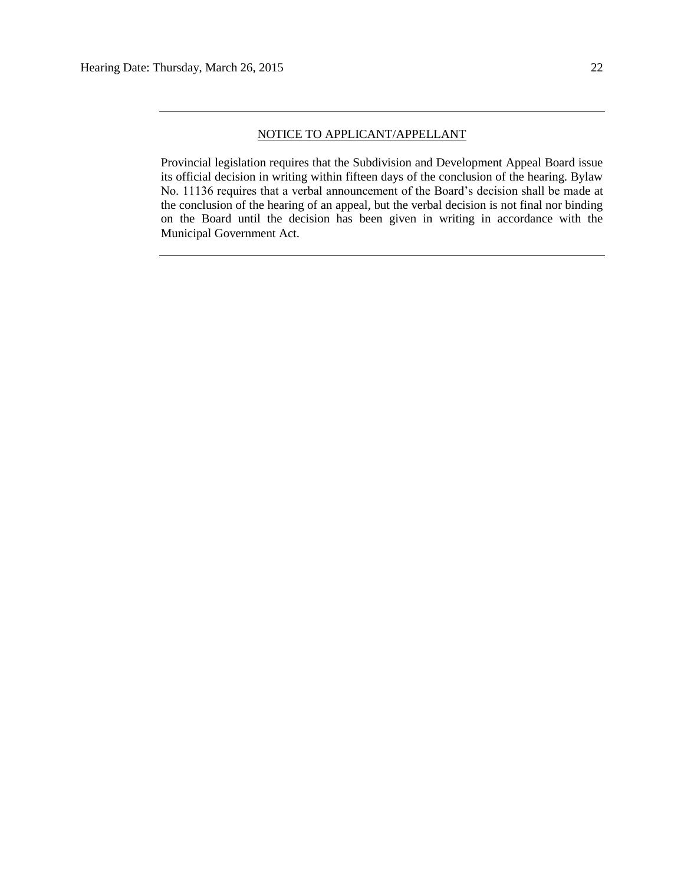---

<u>NOTICE TO APPLICANT/APPELLANT</u>

Provincial legislation requires that the Subdivision and Development Appeal Board issue its official decision in writing within fifteen days of the conclusion of the hearing. Bylaw No. 11136 requires that a verbal announcement of the Board's decision shall be made at the conclusion of the hearing of an appeal, but the verbal decision is not final nor binding on the Board until the decision has been given in writing in accordance with the Municipal Government Act.

---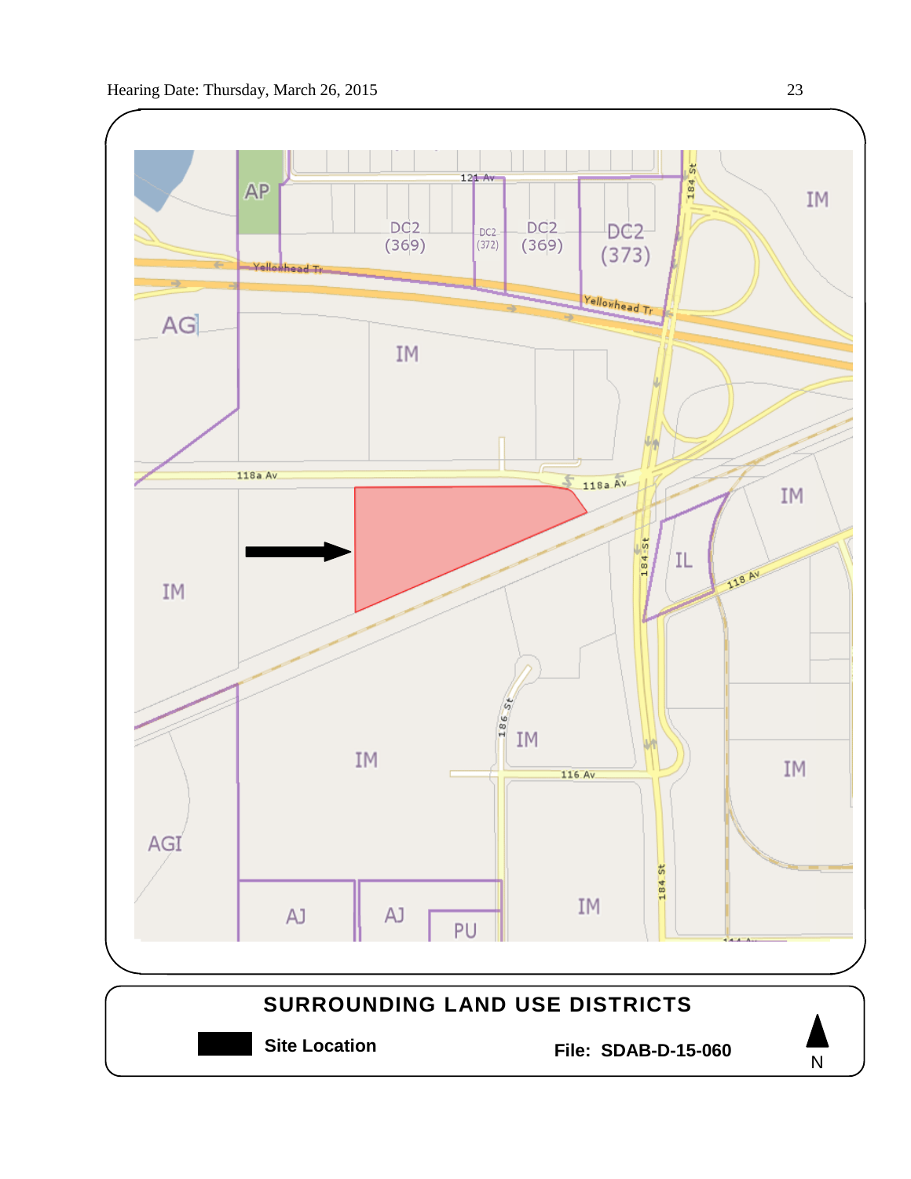AP

DC2 (369)

DC2 (372)

DC2 (369)

DC2 (373)

121 Av

184 St

IM

Yellowhead Tr

Yellowhead Tr

AG

IM

118a Av

118a Av

IM

IL

118 Av

IM

184 St

186 St

IM

IM

116 Av

IM

AGI

AJ

AJ

PU

IM

184 St

**SURROUNDING LAND USE DISTRICTS**

**Site Location**

**File: SDAB-D-15-060**

N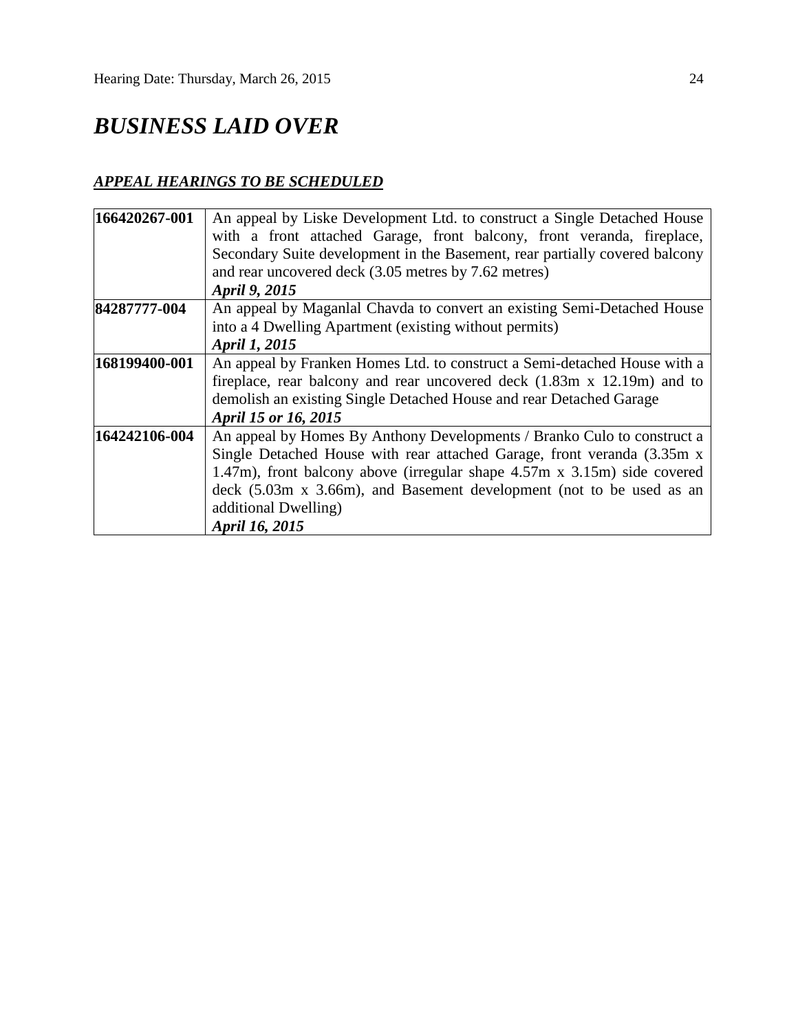# *BUSINESS LAID OVER*

## ***APPEAL HEARINGS TO BE SCHEDULED***

| | |
|---|---|
| **166420267-001** | An appeal by Liske Development Ltd. to construct a Single Detached House with a front attached Garage, front balcony, front veranda, fireplace, Secondary Suite development in the Basement, rear partially covered balcony and rear uncovered deck (3.05 metres by 7.62 metres)<br>***April 9, 2015*** |
| **84287777-004** | An appeal by Maganlal Chavda to convert an existing Semi-Detached House into a 4 Dwelling Apartment (existing without permits)<br>***April 1, 2015*** |
| **168199400-001** | An appeal by Franken Homes Ltd. to construct a Semi-detached House with a fireplace, rear balcony and rear uncovered deck (1.83m x 12.19m) and to demolish an existing Single Detached House and rear Detached Garage<br>***April 15 or 16, 2015*** |
| **164242106-004** | An appeal by Homes By Anthony Developments / Branko Culo to construct a Single Detached House with rear attached Garage, front veranda (3.35m x 1.47m), front balcony above (irregular shape 4.57m x 3.15m) side covered deck (5.03m x 3.66m), and Basement development (not to be used as an additional Dwelling)<br>***April 16, 2015*** |